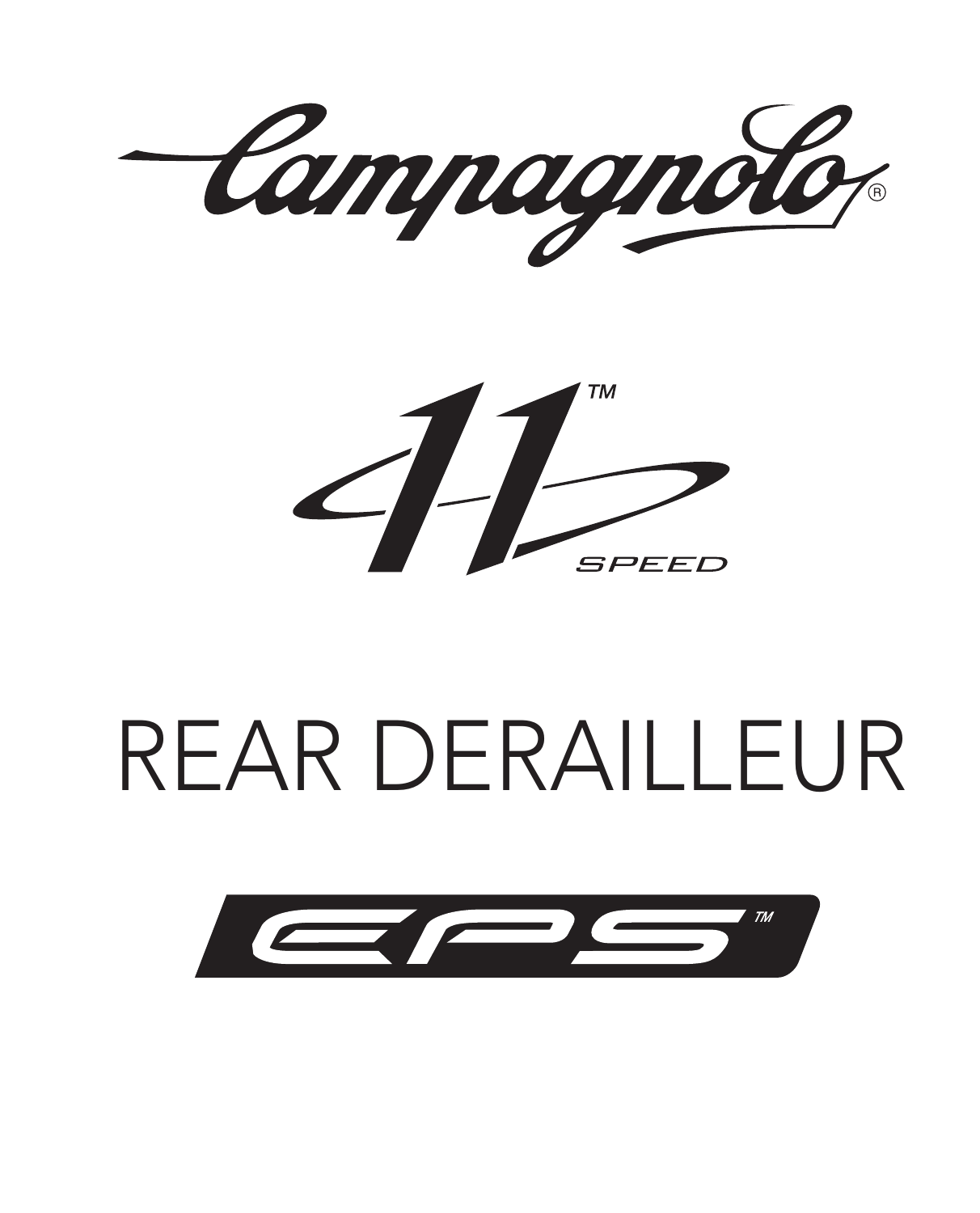Campagnolo®

11™ SPEED

# REAR DERAILLEUR

EPS™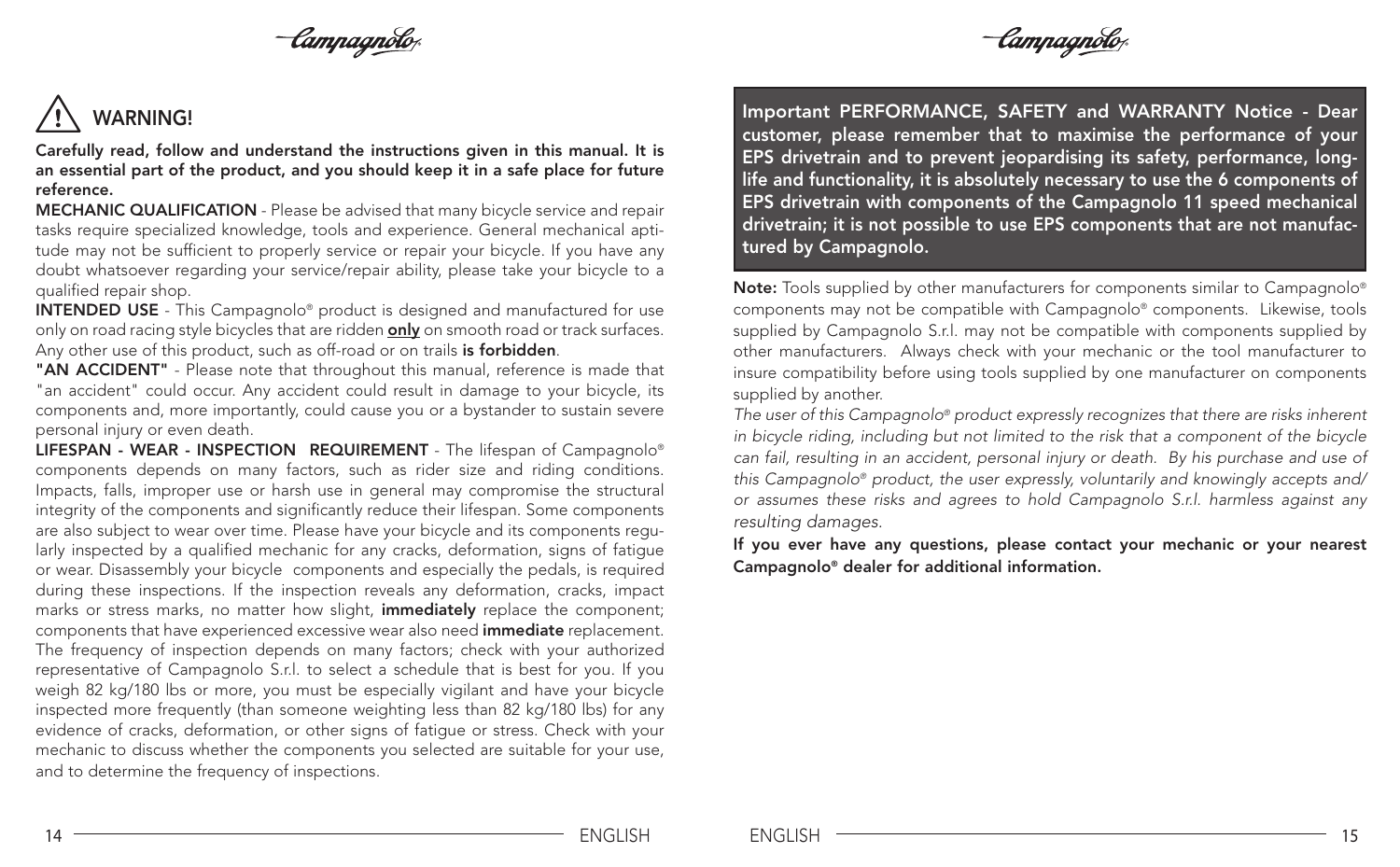## ⚠ WARNING!

**Carefully read, follow and understand the instructions given in this manual. It is an essential part of the product, and you should keep it in a safe place for future reference.**

**MECHANIC QUALIFICATION** - Please be advised that many bicycle service and repair tasks require specialized knowledge, tools and experience. General mechanical aptitude may not be sufficient to properly service or repair your bicycle. If you have any doubt whatsoever regarding your service/repair ability, please take your bicycle to a qualified repair shop.

**INTENDED USE** - This Campagnolo® product is designed and manufactured for use only on road racing style bicycles that are ridden **only** on smooth road or track surfaces. Any other use of this product, such as off-road or on trails **is forbidden**.

**"AN ACCIDENT"** - Please note that throughout this manual, reference is made that "an accident" could occur. Any accident could result in damage to your bicycle, its components and, more importantly, could cause you or a bystander to sustain severe personal injury or even death.

**LIFESPAN - WEAR - INSPECTION REQUIREMENT** - The lifespan of Campagnolo® components depends on many factors, such as rider size and riding conditions. Impacts, falls, improper use or harsh use in general may compromise the structural integrity of the components and significantly reduce their lifespan. Some components are also subject to wear over time. Please have your bicycle and its components regularly inspected by a qualified mechanic for any cracks, deformation, signs of fatigue or wear. Disassembly your bicycle components and especially the pedals, is required during these inspections. If the inspection reveals any deformation, cracks, impact marks or stress marks, no matter how slight, **immediately** replace the component; components that have experienced excessive wear also need **immediate** replacement. The frequency of inspection depends on many factors; check with your authorized representative of Campagnolo S.r.l. to select a schedule that is best for you. If you weigh 82 kg/180 lbs or more, you must be especially vigilant and have your bicycle inspected more frequently (than someone weighting less than 82 kg/180 lbs) for any evidence of cracks, deformation, or other signs of fatigue or stress. Check with your mechanic to discuss whether the components you selected are suitable for your use, and to determine the frequency of inspections.

**Important PERFORMANCE, SAFETY and WARRANTY Notice - Dear customer, please remember that to maximise the performance of your EPS drivetrain and to prevent jeopardising its safety, performance, long-life and functionality, it is absolutely necessary to use the 6 components of EPS drivetrain with components of the Campagnolo 11 speed mechanical drivetrain; it is not possible to use EPS components that are not manufactured by Campagnolo.**

**Note:** Tools supplied by other manufacturers for components similar to Campagnolo® components may not be compatible with Campagnolo® components. Likewise, tools supplied by Campagnolo S.r.l. may not be compatible with components supplied by other manufacturers. Always check with your mechanic or the tool manufacturer to insure compatibility before using tools supplied by one manufacturer on components supplied by another.

*The user of this Campagnolo® product expressly recognizes that there are risks inherent in bicycle riding, including but not limited to the risk that a component of the bicycle can fail, resulting in an accident, personal injury or death. By his purchase and use of this Campagnolo® product, the user expressly, voluntarily and knowingly accepts and/or assumes these risks and agrees to hold Campagnolo S.r.l. harmless against any resulting damages.*

**If you ever have any questions, please contact your mechanic or your nearest Campagnolo® dealer for additional information.**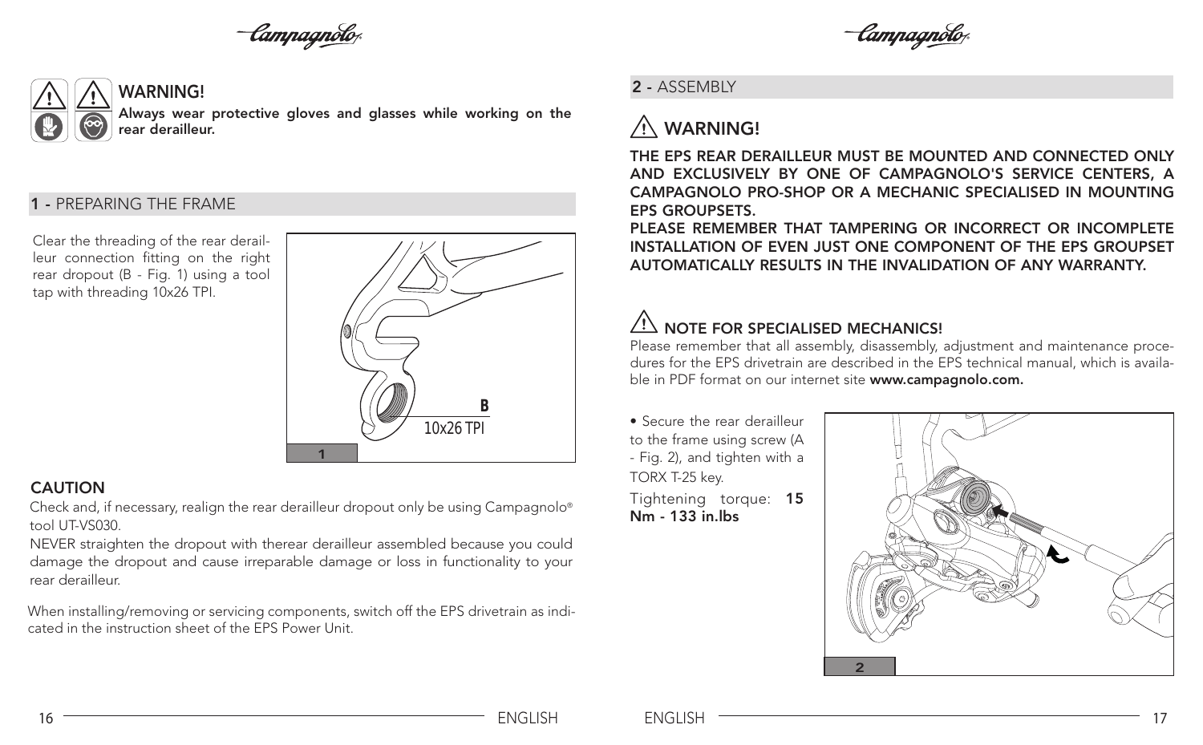## WARNING!

**Always wear protective gloves and glasses while working on the rear derailleur.**

## 1 - PREPARING THE FRAME

Clear the threading of the rear derailleur connection fitting on the right rear dropout (B - Fig. 1) using a tool tap with threading 10x26 TPI.

B

10x26 TPI

1

### CAUTION

Check and, if necessary, realign the rear derailleur dropout only be using Campagnolo® tool UT-VS030.

NEVER straighten the dropout with therear derailleur assembled because you could damage the dropout and cause irreparable damage or loss in functionality to your rear derailleur.

When installing/removing or servicing components, switch off the EPS drivetrain as indicated in the instruction sheet of the EPS Power Unit.

## 2 - ASSEMBLY

### WARNING!

**THE EPS REAR DERAILLEUR MUST BE MOUNTED AND CONNECTED ONLY AND EXCLUSIVELY BY ONE OF CAMPAGNOLO'S SERVICE CENTERS, A CAMPAGNOLO PRO-SHOP OR A MECHANIC SPECIALISED IN MOUNTING EPS GROUPSETS.**

**PLEASE REMEMBER THAT TAMPERING OR INCORRECT OR INCOMPLETE INSTALLATION OF EVEN JUST ONE COMPONENT OF THE EPS GROUPSET AUTOMATICALLY RESULTS IN THE INVALIDATION OF ANY WARRANTY.**

### NOTE FOR SPECIALISED MECHANICS!

Please remember that all assembly, disassembly, adjustment and maintenance procedures for the EPS drivetrain are described in the EPS technical manual, which is available in PDF format on our internet site **www.campagnolo.com.**

- Secure the rear derailleur to the frame using screw (A - Fig. 2), and tighten with a TORX T-25 key.

Tightening torque: **15 Nm - 133 in.lbs**

2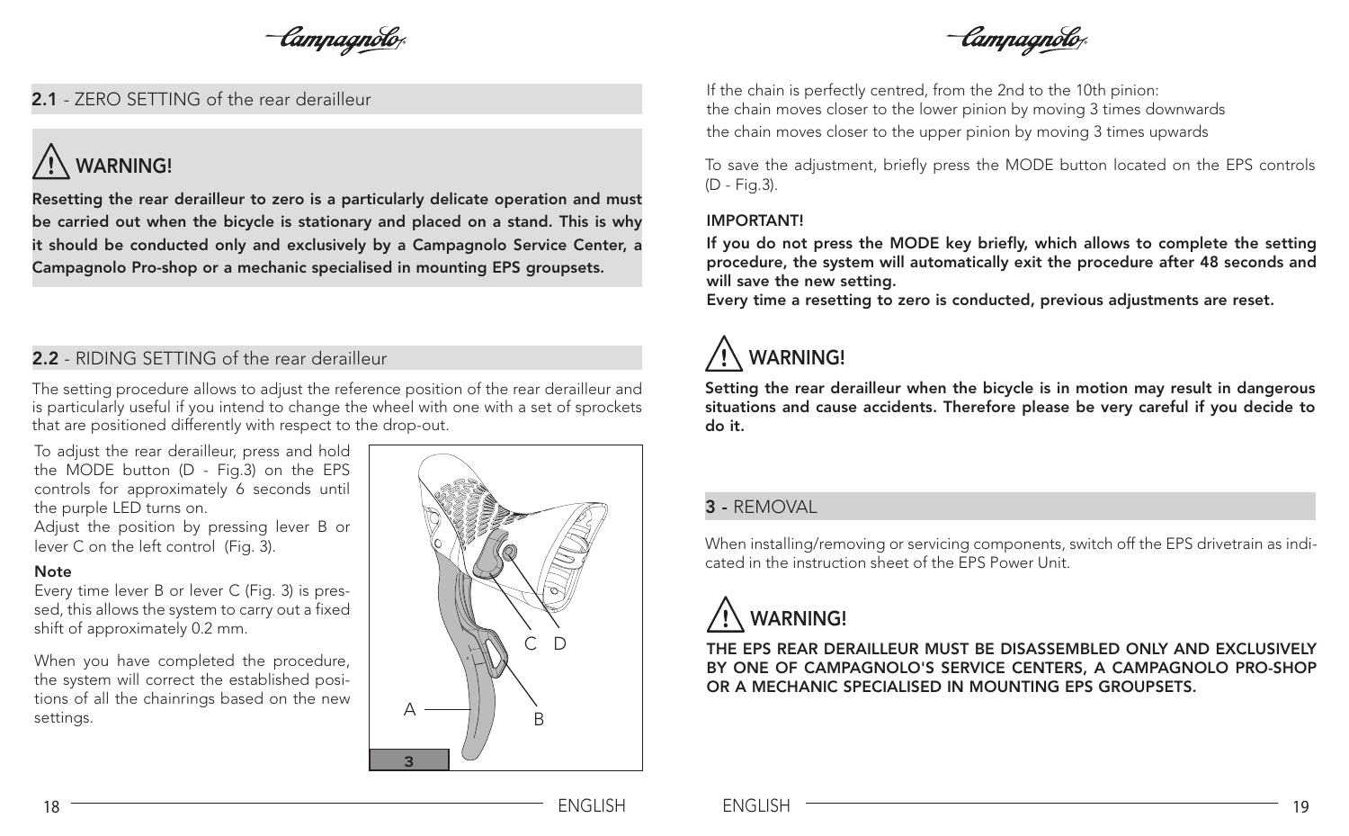## 2.1 - ZERO SETTING of the rear derailleur

### WARNING!

**Resetting the rear derailleur to zero is a particularly delicate operation and must be carried out when the bicycle is stationary and placed on a stand. This is why it should be conducted only and exclusively by a Campagnolo Service Center, a Campagnolo Pro-shop or a mechanic specialised in mounting EPS groupsets.**

## 2.2 - RIDING SETTING of the rear derailleur

The setting procedure allows to adjust the reference position of the rear derailleur and is particularly useful if you intend to change the wheel with one with a set of sprockets that are positioned differently with respect to the drop-out.

To adjust the rear derailleur, press and hold the MODE button (D - Fig.3) on the EPS controls for approximately 6 seconds until the purple LED turns on.

Adjust the position by pressing lever B or lever C on the left control (Fig. 3).

**Note**

Every time lever B or lever C (Fig. 3) is pressed, this allows the system to carry out a fixed shift of approximately 0.2 mm.

When you have completed the procedure, the system will correct the established positions of all the chainrings based on the new settings.

3

If the chain is perfectly centred, from the 2nd to the 10th pinion:
the chain moves closer to the lower pinion by moving 3 times downwards
the chain moves closer to the upper pinion by moving 3 times upwards

To save the adjustment, briefly press the MODE button located on the EPS controls (D - Fig.3).

**IMPORTANT!**

**If you do not press the MODE key briefly, which allows to complete the setting procedure, the system will automatically exit the procedure after 48 seconds and will save the new setting.**

**Every time a resetting to zero is conducted, previous adjustments are reset.**

### WARNING!

**Setting the rear derailleur when the bicycle is in motion may result in dangerous situations and cause accidents. Therefore please be very careful if you decide to do it.**

## 3 - REMOVAL

When installing/removing or servicing components, switch off the EPS drivetrain as indicated in the instruction sheet of the EPS Power Unit.

### WARNING!

**THE EPS REAR DERAILLEUR MUST BE DISASSEMBLED ONLY AND EXCLUSIVELY BY ONE OF CAMPAGNOLO'S SERVICE CENTERS, A CAMPAGNOLO PRO-SHOP OR A MECHANIC SPECIALISED IN MOUNTING EPS GROUPSETS.**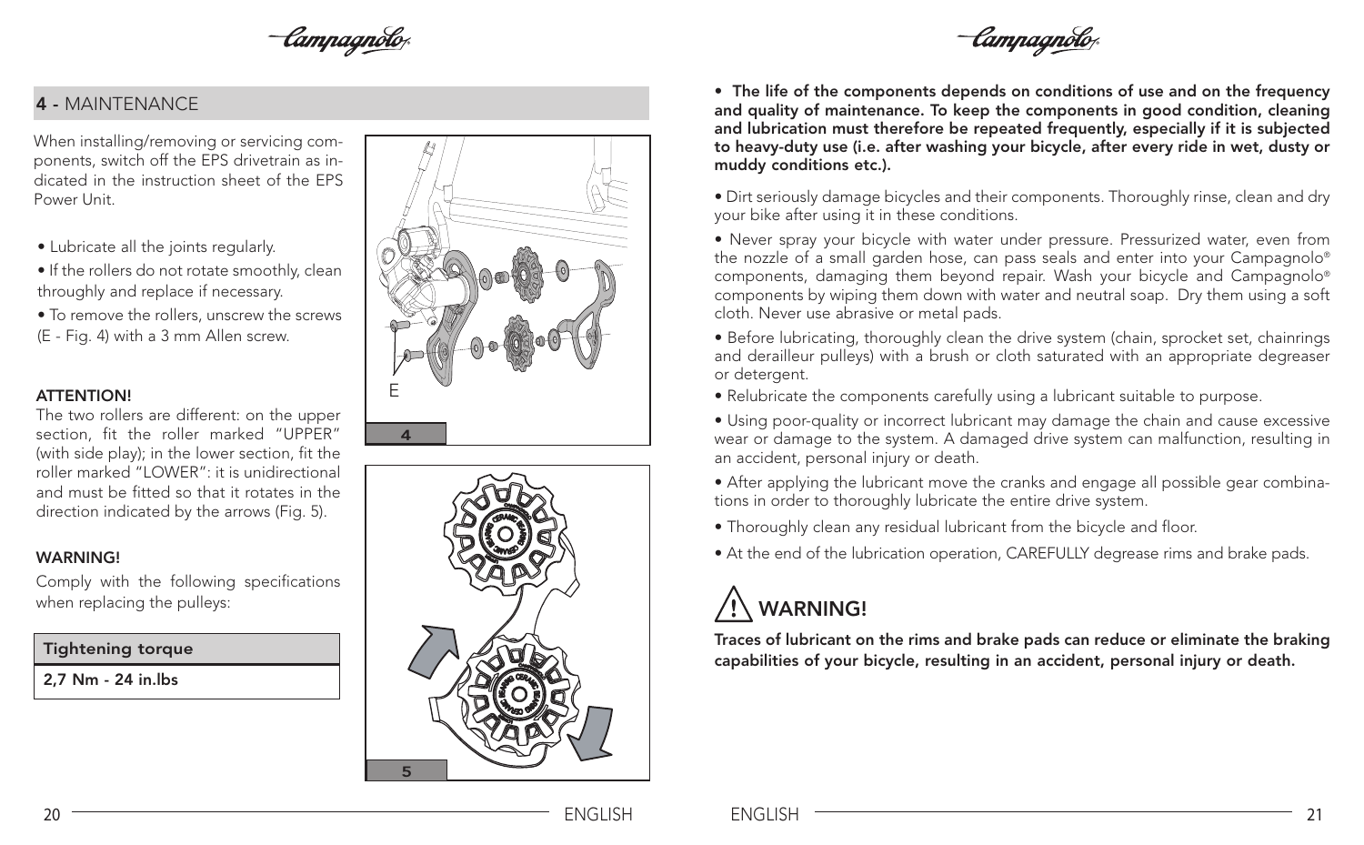## 4 - MAINTENANCE

When installing/removing or servicing components, switch off the EPS drivetrain as indicated in the instruction sheet of the EPS Power Unit.

- Lubricate all the joints regularly.
- If the rollers do not rotate smoothly, clean throughly and replace if necessary.
- To remove the rollers, unscrew the screws (E - Fig. 4) with a 3 mm Allen screw.

**ATTENTION!**

The two rollers are different: on the upper section, fit the roller marked "UPPER" (with side play); in the lower section, fit the roller marked "LOWER": it is unidirectional and must be fitted so that it rotates in the direction indicated by the arrows (Fig. 5).

**WARNING!**

Comply with the following specifications when replacing the pulleys:

| Tightening torque |
| --- |
| 2,7 Nm - 24 in.lbs |

- **The life of the components depends on conditions of use and on the frequency and quality of maintenance. To keep the components in good condition, cleaning and lubrication must therefore be repeated frequently, especially if it is subjected to heavy-duty use (i.e. after washing your bicycle, after every ride in wet, dusty or muddy conditions etc.).**

- Dirt seriously damage bicycles and their components. Thoroughly rinse, clean and dry your bike after using it in these conditions.
- Never spray your bicycle with water under pressure. Pressurized water, even from the nozzle of a small garden hose, can pass seals and enter into your Campagnolo® components, damaging them beyond repair. Wash your bicycle and Campagnolo® components by wiping them down with water and neutral soap. Dry them using a soft cloth. Never use abrasive or metal pads.
- Before lubricating, thoroughly clean the drive system (chain, sprocket set, chainrings and derailleur pulleys) with a brush or cloth saturated with an appropriate degreaser or detergent.
- Relubricate the components carefully using a lubricant suitable to purpose.
- Using poor-quality or incorrect lubricant may damage the chain and cause excessive wear or damage to the system. A damaged drive system can malfunction, resulting in an accident, personal injury or death.
- After applying the lubricant move the cranks and engage all possible gear combinations in order to thoroughly lubricate the entire drive system.
- Thoroughly clean any residual lubricant from the bicycle and floor.
- At the end of the lubrication operation, CAREFULLY degrease rims and brake pads.

## ⚠ WARNING!

**Traces of lubricant on the rims and brake pads can reduce or eliminate the braking capabilities of your bicycle, resulting in an accident, personal injury or death.**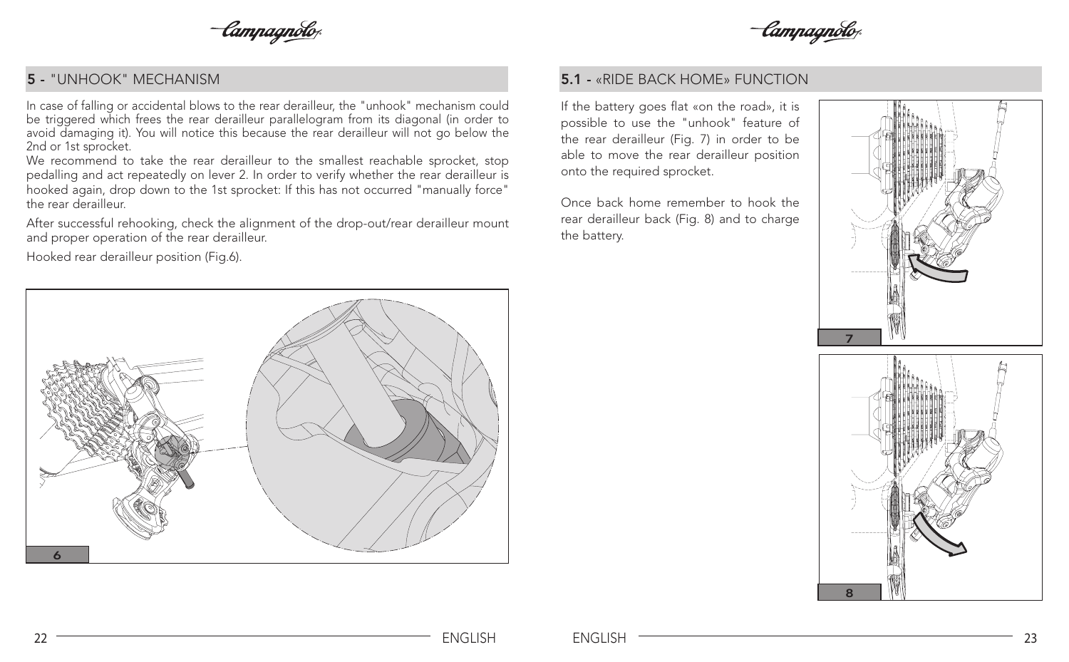## 5 - "UNHOOK" MECHANISM

In case of falling or accidental blows to the rear derailleur, the "unhook" mechanism could be triggered which frees the rear derailleur parallelogram from its diagonal (in order to avoid damaging it). You will notice this because the rear derailleur will not go below the 2nd or 1st sprocket.

We recommend to take the rear derailleur to the smallest reachable sprocket, stop pedalling and act repeatedly on lever 2. In order to verify whether the rear derailleur is hooked again, drop down to the 1st sprocket: If this has not occurred "manually force" the rear derailleur.

After successful rehooking, check the alignment of the drop-out/rear derailleur mount and proper operation of the rear derailleur.

Hooked rear derailleur position (Fig.6).

6

## 5.1 - «RIDE BACK HOME» FUNCTION

If the battery goes flat «on the road», it is possible to use the "unhook" feature of the rear derailleur (Fig. 7) in order to be able to move the rear derailleur position onto the required sprocket.

Once back home remember to hook the rear derailleur back (Fig. 8) and to charge the battery.

7

8